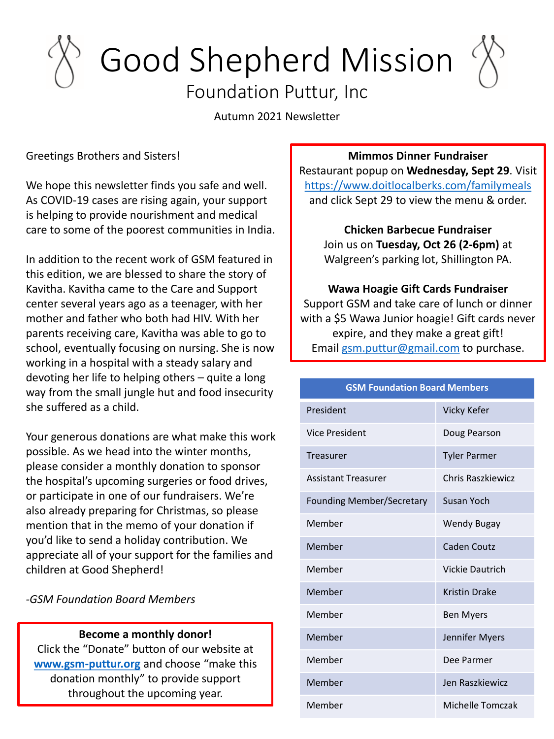# Good Shepherd Mission

## Foundation Puttur, Inc

Autumn 2021 Newsletter

Greetings Brothers and Sisters!

We hope this newsletter finds you safe and well. As COVID-19 cases are rising again, your support is helping to provide nourishment and medical care to some of the poorest communities in India.

In addition to the recent work of GSM featured in this edition, we are blessed to share the story of Kavitha. Kavitha came to the Care and Support center several years ago as a teenager, with her mother and father who both had HIV. With her parents receiving care, Kavitha was able to go to school, eventually focusing on nursing. She is now working in a hospital with a steady salary and devoting her life to helping others – quite a long way from the small jungle hut and food insecurity she suffered as a child.

Your generous donations are what make this work possible. As we head into the winter months, please consider a monthly donation to sponsor the hospital's upcoming surgeries or food drives, or participate in one of our fundraisers. We're also already preparing for Christmas, so please mention that in the memo of your donation if you'd like to send a holiday contribution. We appreciate all of your support for the families and children at Good Shepherd!

*-GSM Foundation Board Members*

**Become a monthly donor!**
Click the "Donate" button of our website at **www.gsm-puttur.org** and choose "make this donation monthly" to provide support throughout the upcoming year.

**Mimmos Dinner Fundraiser**
Restaurant popup on **Wednesday, Sept 29**. Visit https://www.doitlocalberks.com/familymeals and click Sept 29 to view the menu & order.

**Chicken Barbecue Fundraiser**
Join us on **Tuesday, Oct 26 (2-6pm)** at Walgreen's parking lot, Shillington PA.

**Wawa Hoagie Gift Cards Fundraiser**
Support GSM and take care of lunch or dinner with a $5 Wawa Junior hoagie! Gift cards never expire, and they make a great gift!
Email gsm.puttur@gmail.com to purchase.

| GSM Foundation Board Members | |
|---|---|
| President | Vicky Kefer |
| Vice President | Doug Pearson |
| Treasurer | Tyler Parmer |
| Assistant Treasurer | Chris Raszkiewicz |
| Founding Member/Secretary | Susan Yoch |
| Member | Wendy Bugay |
| Member | Caden Coutz |
| Member | Vickie Dautrich |
| Member | Kristin Drake |
| Member | Ben Myers |
| Member | Jennifer Myers |
| Member | Dee Parmer |
| Member | Jen Raszkiewicz |
| Member | Michelle Tomczak |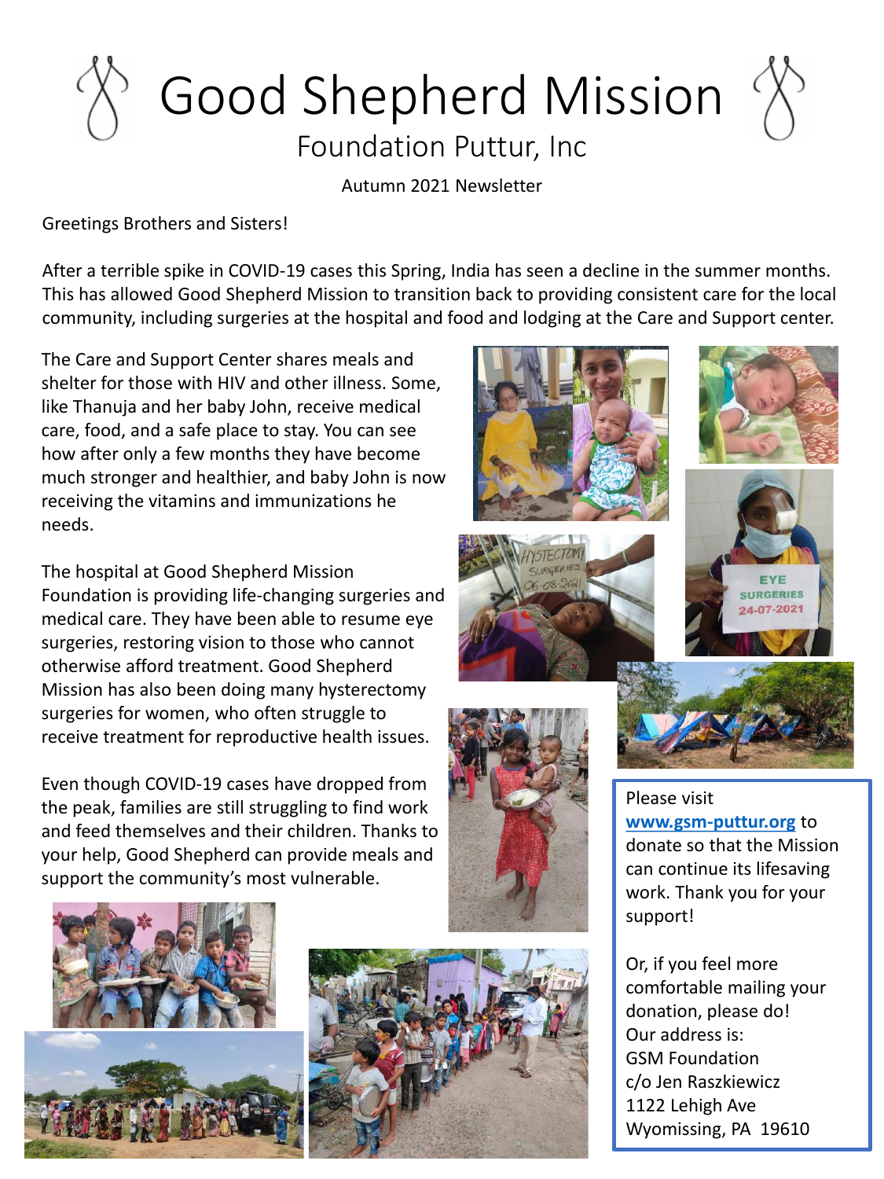# Good Shepherd Mission

## Foundation Puttur, Inc

Autumn 2021 Newsletter

Greetings Brothers and Sisters!

After a terrible spike in COVID-19 cases this Spring, India has seen a decline in the summer months. This has allowed Good Shepherd Mission to transition back to providing consistent care for the local community, including surgeries at the hospital and food and lodging at the Care and Support center.

The Care and Support Center shares meals and shelter for those with HIV and other illness. Some, like Thanuja and her baby John, receive medical care, food, and a safe place to stay. You can see how after only a few months they have become much stronger and healthier, and baby John is now receiving the vitamins and immunizations he needs.

The hospital at Good Shepherd Mission Foundation is providing life-changing surgeries and medical care. They have been able to resume eye surgeries, restoring vision to those who cannot otherwise afford treatment. Good Shepherd Mission has also been doing many hysterectomy surgeries for women, who often struggle to receive treatment for reproductive health issues.

Even though COVID-19 cases have dropped from the peak, families are still struggling to find work and feed themselves and their children. Thanks to your help, Good Shepherd can provide meals and support the community's most vulnerable.

Please visit **www.gsm-puttur.org** to donate so that the Mission can continue its lifesaving work. Thank you for your support!

Or, if you feel more comfortable mailing your donation, please do!
Our address is:
GSM Foundation
c/o Jen Raszkiewicz
1122 Lehigh Ave
Wyomissing, PA 19610